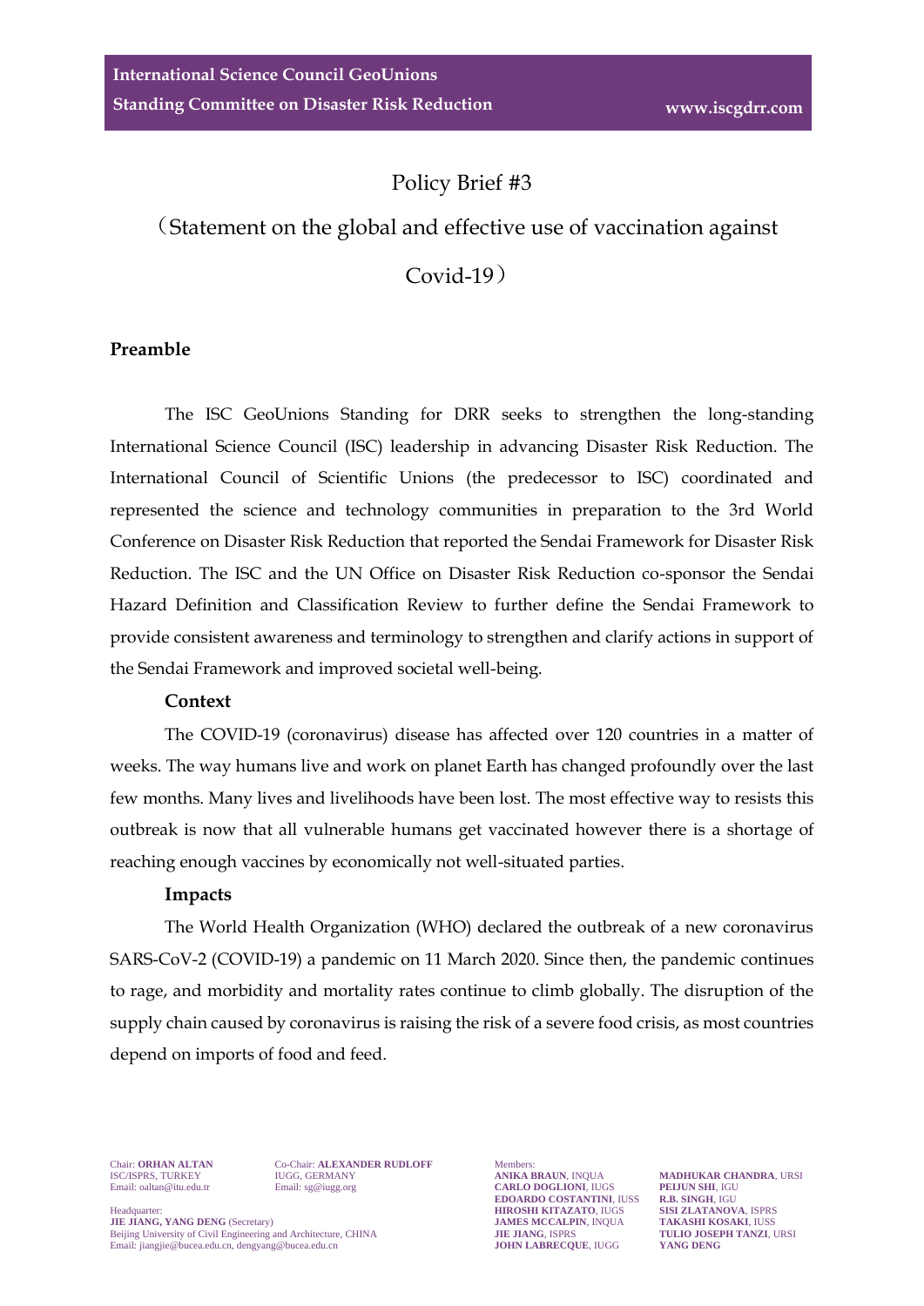# Policy Brief #3

## （Statement on the global and effective use of vaccination against Covid-19）

### Preamble

The ISC GeoUnions Standing for DRR seeks to strengthen the long-standing International Science Council (ISC) leadership in advancing Disaster Risk Reduction. The International Council of Scientific Unions (the predecessor to ISC) coordinated and represented the science and technology communities in preparation to the 3rd World Conference on Disaster Risk Reduction that reported the Sendai Framework for Disaster Risk Reduction. The ISC and the UN Office on Disaster Risk Reduction co-sponsor the Sendai Hazard Definition and Classification Review to further define the Sendai Framework to provide consistent awareness and terminology to strengthen and clarify actions in support of the Sendai Framework and improved societal well-being.

**Context**

The COVID-19 (coronavirus) disease has affected over 120 countries in a matter of weeks. The way humans live and work on planet Earth has changed profoundly over the last few months. Many lives and livelihoods have been lost. The most effective way to resists this outbreak is now that all vulnerable humans get vaccinated however there is a shortage of reaching enough vaccines by economically not well-situated parties.

**Impacts**

The World Health Organization (WHO) declared the outbreak of a new coronavirus SARS-CoV-2 (COVID-19) a pandemic on 11 March 2020. Since then, the pandemic continues to rage, and morbidity and mortality rates continue to climb globally. The disruption of the supply chain caused by coronavirus is raising the risk of a severe food crisis, as most countries depend on imports of food and feed.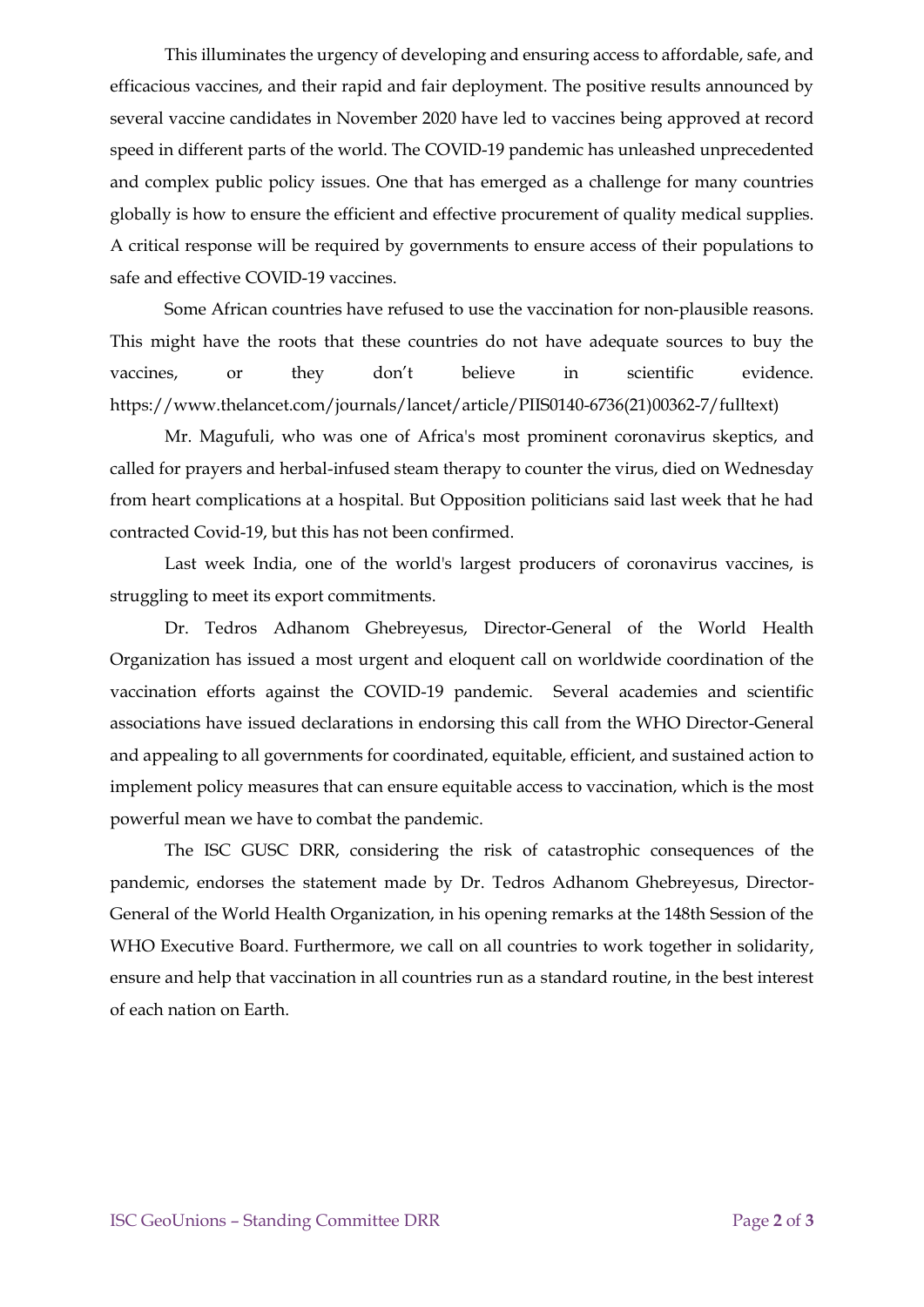This illuminates the urgency of developing and ensuring access to affordable, safe, and efficacious vaccines, and their rapid and fair deployment. The positive results announced by several vaccine candidates in November 2020 have led to vaccines being approved at record speed in different parts of the world. The COVID-19 pandemic has unleashed unprecedented and complex public policy issues. One that has emerged as a challenge for many countries globally is how to ensure the efficient and effective procurement of quality medical supplies. A critical response will be required by governments to ensure access of their populations to safe and effective COVID-19 vaccines.

Some African countries have refused to use the vaccination for non-plausible reasons. This might have the roots that these countries do not have adequate sources to buy the vaccines, or they don't believe in scientific evidence. https://www.thelancet.com/journals/lancet/article/PIIS0140-6736(21)00362-7/fulltext)

Mr. Magufuli, who was one of Africa's most prominent coronavirus skeptics, and called for prayers and herbal-infused steam therapy to counter the virus, died on Wednesday from heart complications at a hospital. But Opposition politicians said last week that he had contracted Covid-19, but this has not been confirmed.

Last week India, one of the world's largest producers of coronavirus vaccines, is struggling to meet its export commitments.

Dr. Tedros Adhanom Ghebreyesus, Director-General of the World Health Organization has issued a most urgent and eloquent call on worldwide coordination of the vaccination efforts against the COVID-19 pandemic. Several academies and scientific associations have issued declarations in endorsing this call from the WHO Director-General and appealing to all governments for coordinated, equitable, efficient, and sustained action to implement policy measures that can ensure equitable access to vaccination, which is the most powerful mean we have to combat the pandemic.

The ISC GUSC DRR, considering the risk of catastrophic consequences of the pandemic, endorses the statement made by Dr. Tedros Adhanom Ghebreyesus, Director-General of the World Health Organization, in his opening remarks at the 148th Session of the WHO Executive Board. Furthermore, we call on all countries to work together in solidarity, ensure and help that vaccination in all countries run as a standard routine, in the best interest of each nation on Earth.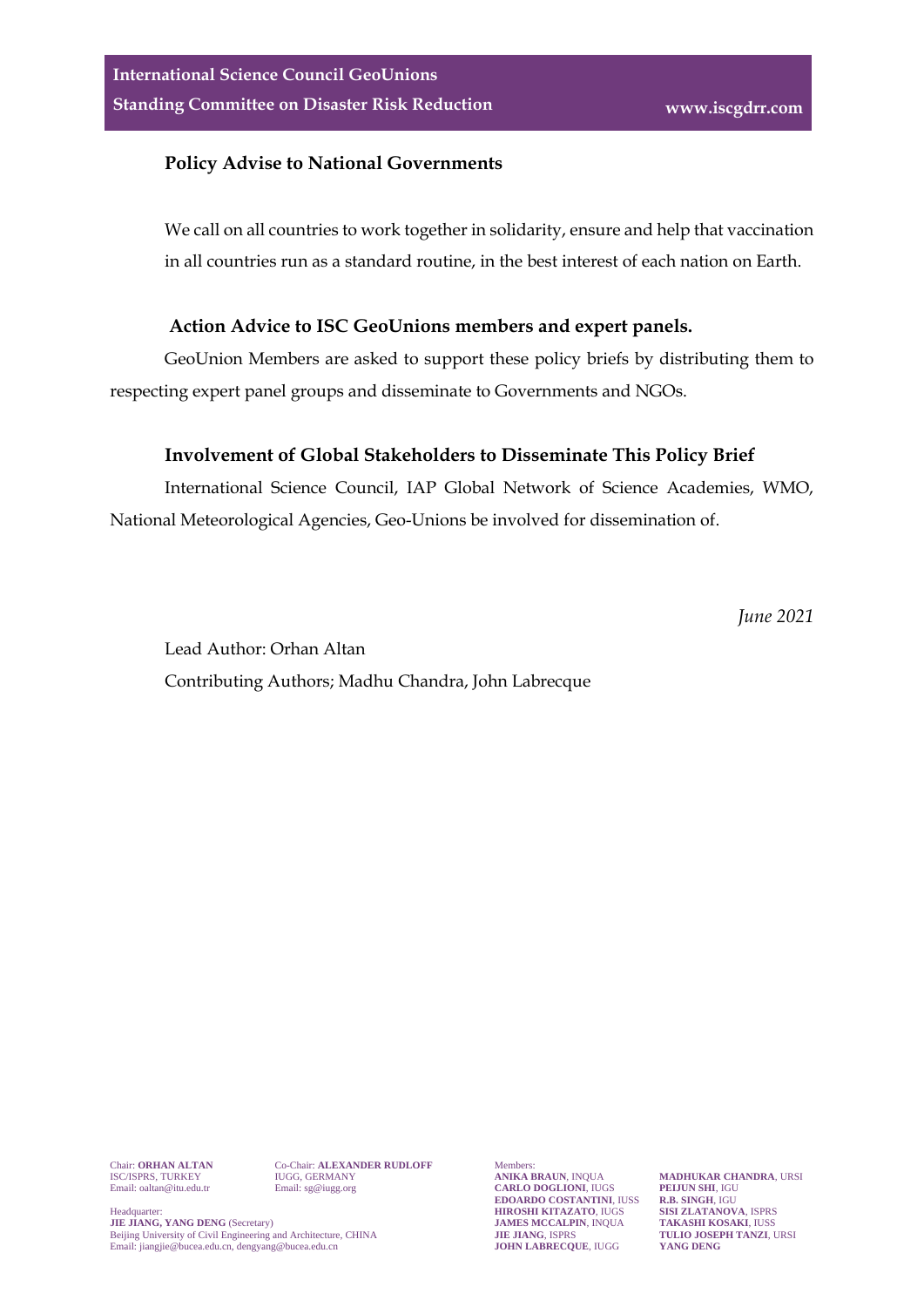### Policy Advise to National Governments

We call on all countries to work together in solidarity, ensure and help that vaccination in all countries run as a standard routine, in the best interest of each nation on Earth.

### Action Advice to ISC GeoUnions members and expert panels.

GeoUnion Members are asked to support these policy briefs by distributing them to respecting expert panel groups and disseminate to Governments and NGOs.

### Involvement of Global Stakeholders to Disseminate This Policy Brief

International Science Council, IAP Global Network of Science Academies, WMO, National Meteorological Agencies, Geo-Unions be involved for dissemination of.

*June 2021*

Lead Author: Orhan Altan

Contributing Authors; Madhu Chandra, John Labrecque